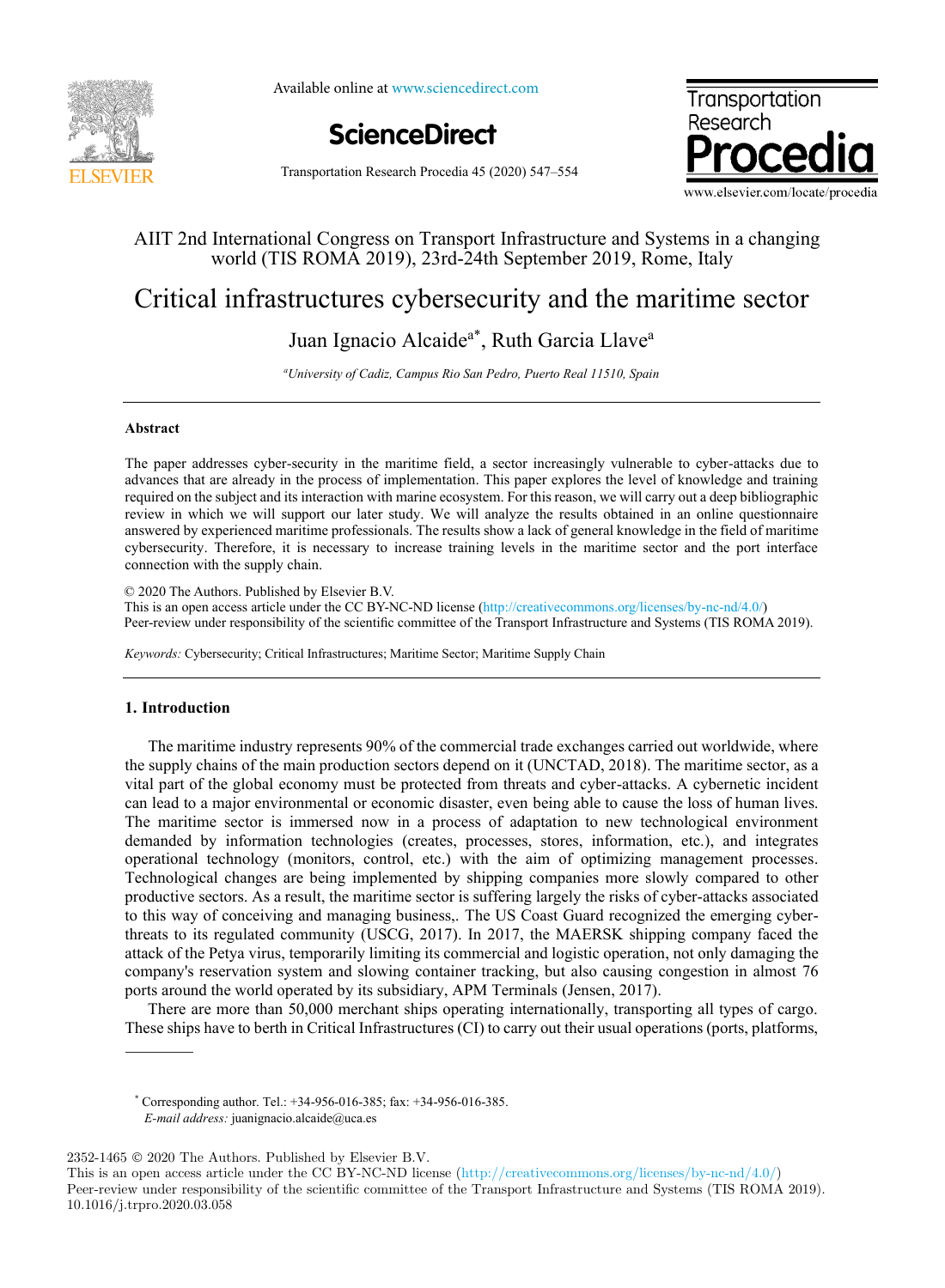AIIT 2nd International Congress on Transport Infrastructure and Systems in a changing world (TIS ROMA 2019), 23rd-24th September 2019, Rome, Italy

# Critical infrastructures cybersecurity and the maritime sector

Juan Ignacio Alcaide[a*], Ruth Garcia Llave[a]

[a] *University of Cadiz, Campus Rio San Pedro, Puerto Real 11510, Spain*

---

### Abstract

The paper addresses cyber-security in the maritime field, a sector increasingly vulnerable to cyber-attacks due to advances that are already in the process of implementation. This paper explores the level of knowledge and training required on the subject and its interaction with marine ecosystem. For this reason, we will carry out a deep bibliographic review in which we will support our later study. We will analyze the results obtained in an online questionnaire answered by experienced maritime professionals. The results show a lack of general knowledge in the field of maritime cybersecurity. Therefore, it is necessary to increase training levels in the maritime sector and the port interface connection with the supply chain.

© 2020 The Authors. Published by Elsevier B.V.
This is an open access article under the CC BY-NC-ND license (http://creativecommons.org/licenses/by-nc-nd/4.0/)
Peer-review under responsibility of the scientific committee of the Transport Infrastructure and Systems (TIS ROMA 2019).

*Keywords:* Cybersecurity; Critical Infrastructures; Maritime Sector; Maritime Supply Chain

---

## 1. Introduction

The maritime industry represents 90% of the commercial trade exchanges carried out worldwide, where the supply chains of the main production sectors depend on it (UNCTAD, 2018). The maritime sector, as a vital part of the global economy must be protected from threats and cyber-attacks. A cybernetic incident can lead to a major environmental or economic disaster, even being able to cause the loss of human lives. The maritime sector is immersed now in a process of adaptation to new technological environment demanded by information technologies (creates, processes, stores, information, etc.), and integrates operational technology (monitors, control, etc.) with the aim of optimizing management processes. Technological changes are being implemented by shipping companies more slowly compared to other productive sectors. As a result, the maritime sector is suffering largely the risks of cyber-attacks associated to this way of conceiving and managing business,. The US Coast Guard recognized the emerging cyber-threats to its regulated community (USCG, 2017). In 2017, the MAERSK shipping company faced the attack of the Petya virus, temporarily limiting its commercial and logistic operation, not only damaging the company's reservation system and slowing container tracking, but also causing congestion in almost 76 ports around the world operated by its subsidiary, APM Terminals (Jensen, 2017).

There are more than 50,000 merchant ships operating internationally, transporting all types of cargo. These ships have to berth in Critical Infrastructures (CI) to carry out their usual operations (ports, platforms,

---

\* Corresponding author. Tel.: +34-956-016-385; fax: +34-956-016-385.
*E-mail address:* juanignacio.alcaide@uca.es

2352-1465 © 2020 The Authors. Published by Elsevier B.V.
This is an open access article under the CC BY-NC-ND license (http://creativecommons.org/licenses/by-nc-nd/4.0/)
Peer-review under responsibility of the scientific committee of the Transport Infrastructure and Systems (TIS ROMA 2019).
10.1016/j.trpro.2020.03.058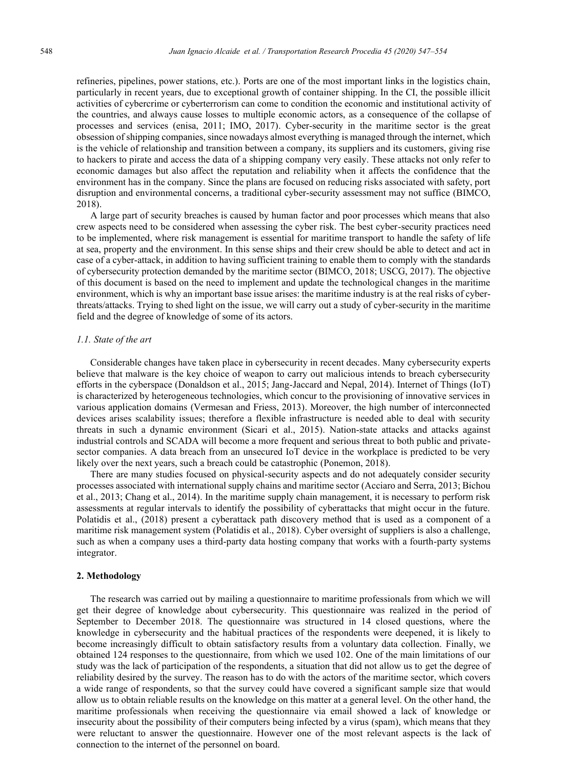refineries, pipelines, power stations, etc.). Ports are one of the most important links in the logistics chain, particularly in recent years, due to exceptional growth of container shipping. In the CI, the possible illicit activities of cybercrime or cyberterrorism can come to condition the economic and institutional activity of the countries, and always cause losses to multiple economic actors, as a consequence of the collapse of processes and services (enisa, 2011; IMO, 2017). Cyber-security in the maritime sector is the great obsession of shipping companies, since nowadays almost everything is managed through the internet, which is the vehicle of relationship and transition between a company, its suppliers and its customers, giving rise to hackers to pirate and access the data of a shipping company very easily. These attacks not only refer to economic damages but also affect the reputation and reliability when it affects the confidence that the environment has in the company. Since the plans are focused on reducing risks associated with safety, port disruption and environmental concerns, a traditional cyber-security assessment may not suffice (BIMCO, 2018).

A large part of security breaches is caused by human factor and poor processes which means that also crew aspects need to be considered when assessing the cyber risk. The best cyber-security practices need to be implemented, where risk management is essential for maritime transport to handle the safety of life at sea, property and the environment. In this sense ships and their crew should be able to detect and act in case of a cyber-attack, in addition to having sufficient training to enable them to comply with the standards of cybersecurity protection demanded by the maritime sector (BIMCO, 2018; USCG, 2017). The objective of this document is based on the need to implement and update the technological changes in the maritime environment, which is why an important base issue arises: the maritime industry is at the real risks of cyber-threats/attacks. Trying to shed light on the issue, we will carry out a study of cyber-security in the maritime field and the degree of knowledge of some of its actors.

### *1.1. State of the art*

Considerable changes have taken place in cybersecurity in recent decades. Many cybersecurity experts believe that malware is the key choice of weapon to carry out malicious intends to breach cybersecurity efforts in the cyberspace (Donaldson et al., 2015; Jang-Jaccard and Nepal, 2014). Internet of Things (IoT) is characterized by heterogeneous technologies, which concur to the provisioning of innovative services in various application domains (Vermesan and Friess, 2013). Moreover, the high number of interconnected devices arises scalability issues; therefore a flexible infrastructure is needed able to deal with security threats in such a dynamic environment (Sicari et al., 2015). Nation-state attacks and attacks against industrial controls and SCADA will become a more frequent and serious threat to both public and private-sector companies. A data breach from an unsecured IoT device in the workplace is predicted to be very likely over the next years, such a breach could be catastrophic (Ponemon, 2018).

There are many studies focused on physical-security aspects and do not adequately consider security processes associated with international supply chains and maritime sector (Acciaro and Serra, 2013; Bichou et al., 2013; Chang et al., 2014). In the maritime supply chain management, it is necessary to perform risk assessments at regular intervals to identify the possibility of cyberattacks that might occur in the future. Polatidis et al., (2018) present a cyberattack path discovery method that is used as a component of a maritime risk management system (Polatidis et al., 2018). Cyber oversight of suppliers is also a challenge, such as when a company uses a third-party data hosting company that works with a fourth-party systems integrator.

## 2. Methodology

The research was carried out by mailing a questionnaire to maritime professionals from which we will get their degree of knowledge about cybersecurity. This questionnaire was realized in the period of September to December 2018. The questionnaire was structured in 14 closed questions, where the knowledge in cybersecurity and the habitual practices of the respondents were deepened, it is likely to become increasingly difficult to obtain satisfactory results from a voluntary data collection. Finally, we obtained 124 responses to the questionnaire, from which we used 102. One of the main limitations of our study was the lack of participation of the respondents, a situation that did not allow us to get the degree of reliability desired by the survey. The reason has to do with the actors of the maritime sector, which covers a wide range of respondents, so that the survey could have covered a significant sample size that would allow us to obtain reliable results on the knowledge on this matter at a general level. On the other hand, the maritime professionals when receiving the questionnaire via email showed a lack of knowledge or insecurity about the possibility of their computers being infected by a virus (spam), which means that they were reluctant to answer the questionnaire. However one of the most relevant aspects is the lack of connection to the internet of the personnel on board.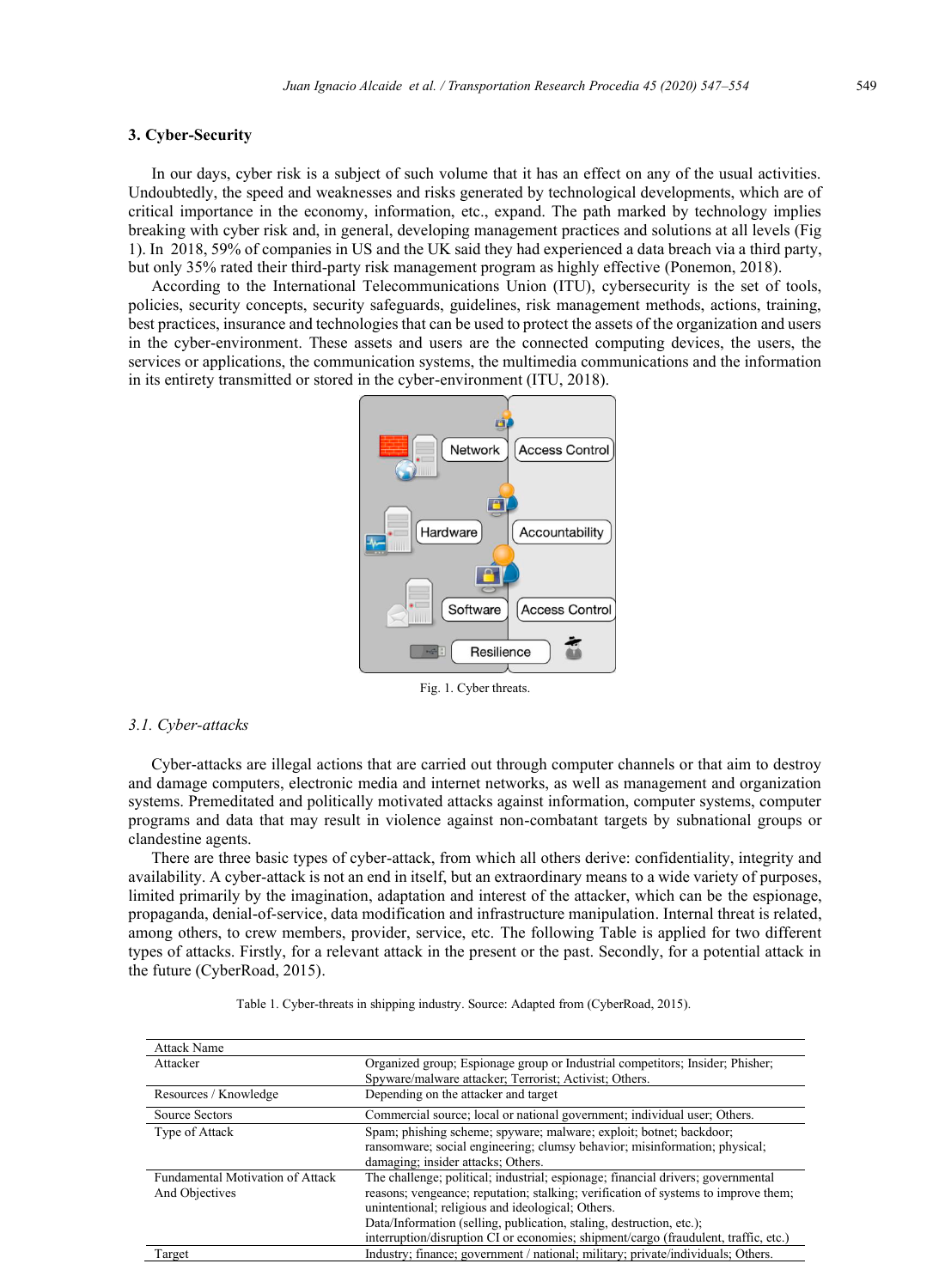## 3. Cyber-Security

In our days, cyber risk is a subject of such volume that it has an effect on any of the usual activities. Undoubtedly, the speed and weaknesses and risks generated by technological developments, which are of critical importance in the economy, information, etc., expand. The path marked by technology implies breaking with cyber risk and, in general, developing management practices and solutions at all levels (Fig 1). In 2018, 59% of companies in US and the UK said they had experienced a data breach via a third party, but only 35% rated their third-party risk management program as highly effective (Ponemon, 2018).

According to the International Telecommunications Union (ITU), cybersecurity is the set of tools, policies, security concepts, security safeguards, guidelines, risk management methods, actions, training, best practices, insurance and technologies that can be used to protect the assets of the organization and users in the cyber-environment. These assets and users are the connected computing devices, the users, the services or applications, the communication systems, the multimedia communications and the information in its entirety transmitted or stored in the cyber-environment (ITU, 2018).

Network
Access Control
Hardware
Accountability
Software
Access Control
Resilience

Fig. 1. Cyber threats.

### 3.1. Cyber-attacks

Cyber-attacks are illegal actions that are carried out through computer channels or that aim to destroy and damage computers, electronic media and internet networks, as well as management and organization systems. Premeditated and politically motivated attacks against information, computer systems, computer programs and data that may result in violence against non-combatant targets by subnational groups or clandestine agents.

There are three basic types of cyber-attack, from which all others derive: confidentiality, integrity and availability. A cyber-attack is not an end in itself, but an extraordinary means to a wide variety of purposes, limited primarily by the imagination, adaptation and interest of the attacker, which can be the espionage, propaganda, denial-of-service, data modification and infrastructure manipulation. Internal threat is related, among others, to crew members, provider, service, etc. The following Table is applied for two different types of attacks. Firstly, for a relevant attack in the present or the past. Secondly, for a potential attack in the future (CyberRoad, 2015).

Table 1. Cyber-threats in shipping industry. Source: Adapted from (CyberRoad, 2015).

| Attack Name | |
|---|---|
| Attacker | Organized group; Espionage group or Industrial competitors; Insider; Phisher; Spyware/malware attacker; Terrorist; Activist; Others. |
| Resources / Knowledge | Depending on the attacker and target |
| Source Sectors | Commercial source; local or national government; individual user; Others. |
| Type of Attack | Spam; phishing scheme; spyware; malware; exploit; botnet; backdoor; ransomware; social engineering; clumsy behavior; misinformation; physical; damaging; insider attacks; Others. |
| Fundamental Motivation of Attack And Objectives | The challenge; political; industrial; espionage; financial drivers; governmental reasons; vengeance; reputation; stalking; verification of systems to improve them; unintentional; religious and ideological; Others. Data/Information (selling, publication, staling, destruction, etc.); interruption/disruption CI or economies; shipment/cargo (fraudulent, traffic, etc.) |
| Target | Industry; finance; government / national; military; private/individuals; Others. |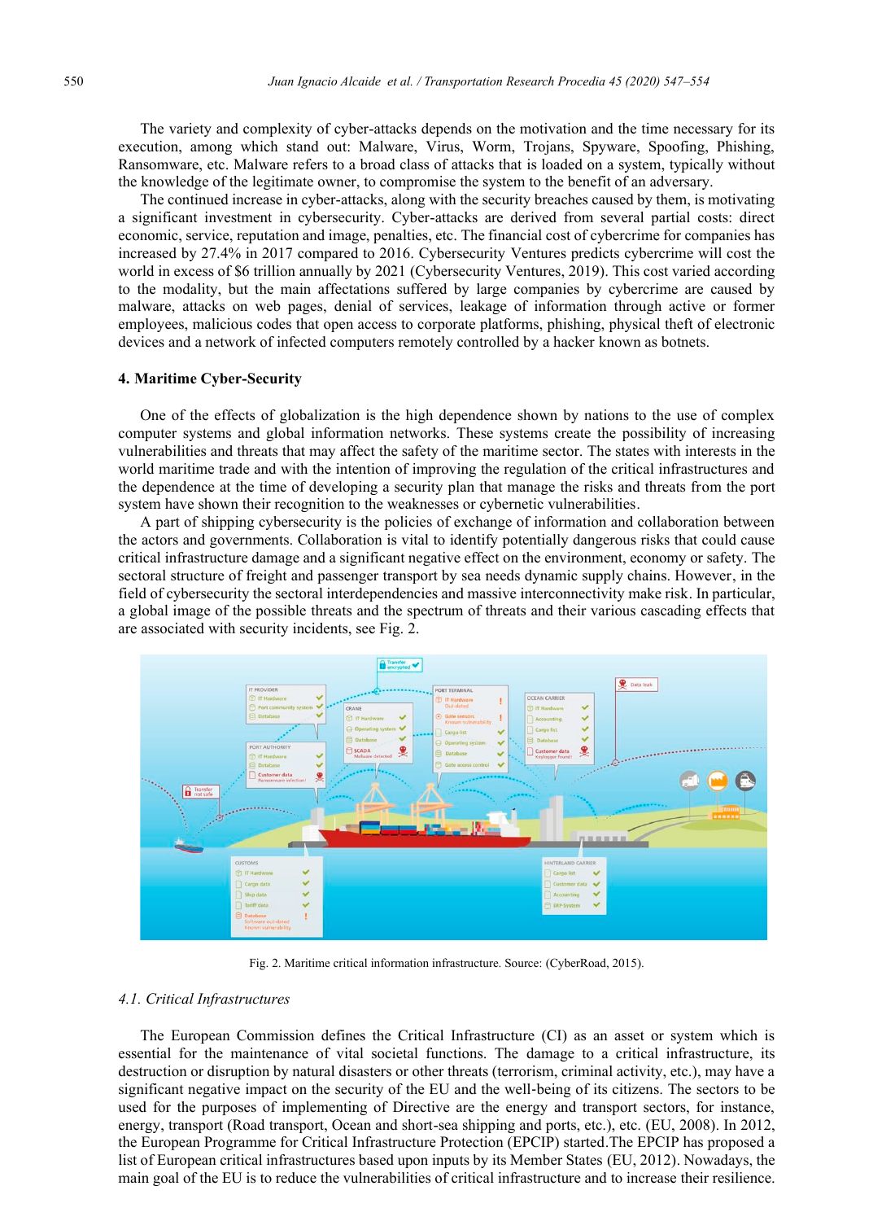The variety and complexity of cyber-attacks depends on the motivation and the time necessary for its execution, among which stand out: Malware, Virus, Worm, Trojans, Spyware, Spoofing, Phishing, Ransomware, etc. Malware refers to a broad class of attacks that is loaded on a system, typically without the knowledge of the legitimate owner, to compromise the system to the benefit of an adversary.

The continued increase in cyber-attacks, along with the security breaches caused by them, is motivating a significant investment in cybersecurity. Cyber-attacks are derived from several partial costs: direct economic, service, reputation and image, penalties, etc. The financial cost of cybercrime for companies has increased by 27.4% in 2017 compared to 2016. Cybersecurity Ventures predicts cybercrime will cost the world in excess of $6 trillion annually by 2021 (Cybersecurity Ventures, 2019). This cost varied according to the modality, but the main affectations suffered by large companies by cybercrime are caused by malware, attacks on web pages, denial of services, leakage of information through active or former employees, malicious codes that open access to corporate platforms, phishing, physical theft of electronic devices and a network of infected computers remotely controlled by a hacker known as botnets.

## 4. Maritime Cyber-Security

One of the effects of globalization is the high dependence shown by nations to the use of complex computer systems and global information networks. These systems create the possibility of increasing vulnerabilities and threats that may affect the safety of the maritime sector. The states with interests in the world maritime trade and with the intention of improving the regulation of the critical infrastructures and the dependence at the time of developing a security plan that manage the risks and threats from the port system have shown their recognition to the weaknesses or cybernetic vulnerabilities.

A part of shipping cybersecurity is the policies of exchange of information and collaboration between the actors and governments. Collaboration is vital to identify potentially dangerous risks that could cause critical infrastructure damage and a significant negative effect on the environment, economy or safety. The sectoral structure of freight and passenger transport by sea needs dynamic supply chains. However, in the field of cybersecurity the sectoral interdependencies and massive interconnectivity make risk. In particular, a global image of the possible threats and the spectrum of threats and their various cascading effects that are associated with security incidents, see Fig. 2.

Fig. 2. Maritime critical information infrastructure. Source: (CyberRoad, 2015).

### 4.1. Critical Infrastructures

The European Commission defines the Critical Infrastructure (CI) as an asset or system which is essential for the maintenance of vital societal functions. The damage to a critical infrastructure, its destruction or disruption by natural disasters or other threats (terrorism, criminal activity, etc.), may have a significant negative impact on the security of the EU and the well-being of its citizens. The sectors to be used for the purposes of implementing of Directive are the energy and transport sectors, for instance, energy, transport (Road transport, Ocean and short-sea shipping and ports, etc.), etc. (EU, 2008). In 2012, the European Programme for Critical Infrastructure Protection (EPCIP) started.The EPCIP has proposed a list of European critical infrastructures based upon inputs by its Member States (EU, 2012). Nowadays, the main goal of the EU is to reduce the vulnerabilities of critical infrastructure and to increase their resilience.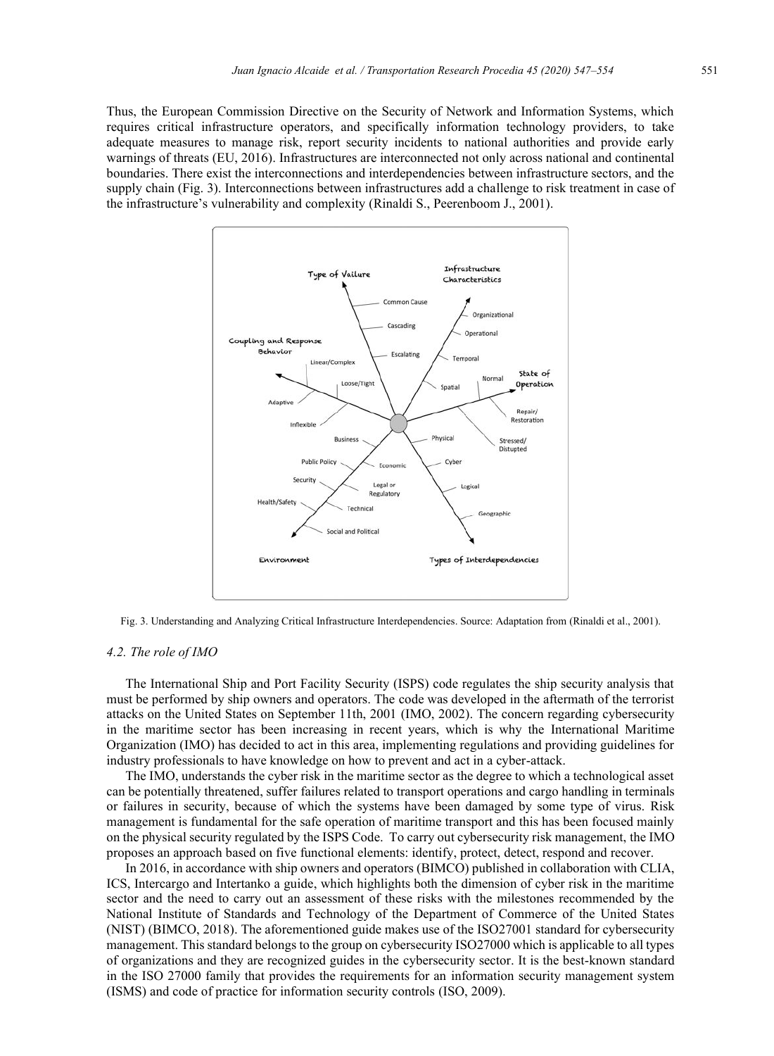Thus, the European Commission Directive on the Security of Network and Information Systems, which requires critical infrastructure operators, and specifically information technology providers, to take adequate measures to manage risk, report security incidents to national authorities and provide early warnings of threats (EU, 2016). Infrastructures are interconnected not only across national and continental boundaries. There exist the interconnections and interdependencies between infrastructure sectors, and the supply chain (Fig. 3). Interconnections between infrastructures add a challenge to risk treatment in case of the infrastructure's vulnerability and complexity (Rinaldi S., Peerenboom J., 2001).

Fig. 3. Understanding and Analyzing Critical Infrastructure Interdependencies. Source: Adaptation from (Rinaldi et al., 2001).

### *4.2. The role of IMO*

The International Ship and Port Facility Security (ISPS) code regulates the ship security analysis that must be performed by ship owners and operators. The code was developed in the aftermath of the terrorist attacks on the United States on September 11th, 2001 (IMO, 2002). The concern regarding cybersecurity in the maritime sector has been increasing in recent years, which is why the International Maritime Organization (IMO) has decided to act in this area, implementing regulations and providing guidelines for industry professionals to have knowledge on how to prevent and act in a cyber-attack.

The IMO, understands the cyber risk in the maritime sector as the degree to which a technological asset can be potentially threatened, suffer failures related to transport operations and cargo handling in terminals or failures in security, because of which the systems have been damaged by some type of virus. Risk management is fundamental for the safe operation of maritime transport and this has been focused mainly on the physical security regulated by the ISPS Code. To carry out cybersecurity risk management, the IMO proposes an approach based on five functional elements: identify, protect, detect, respond and recover.

In 2016, in accordance with ship owners and operators (BIMCO) published in collaboration with CLIA, ICS, Intercargo and Intertanko a guide, which highlights both the dimension of cyber risk in the maritime sector and the need to carry out an assessment of these risks with the milestones recommended by the National Institute of Standards and Technology of the Department of Commerce of the United States (NIST) (BIMCO, 2018). The aforementioned guide makes use of the ISO27001 standard for cybersecurity management. This standard belongs to the group on cybersecurity ISO27000 which is applicable to all types of organizations and they are recognized guides in the cybersecurity sector. It is the best-known standard in the ISO 27000 family that provides the requirements for an information security management system (ISMS) and code of practice for information security controls (ISO, 2009).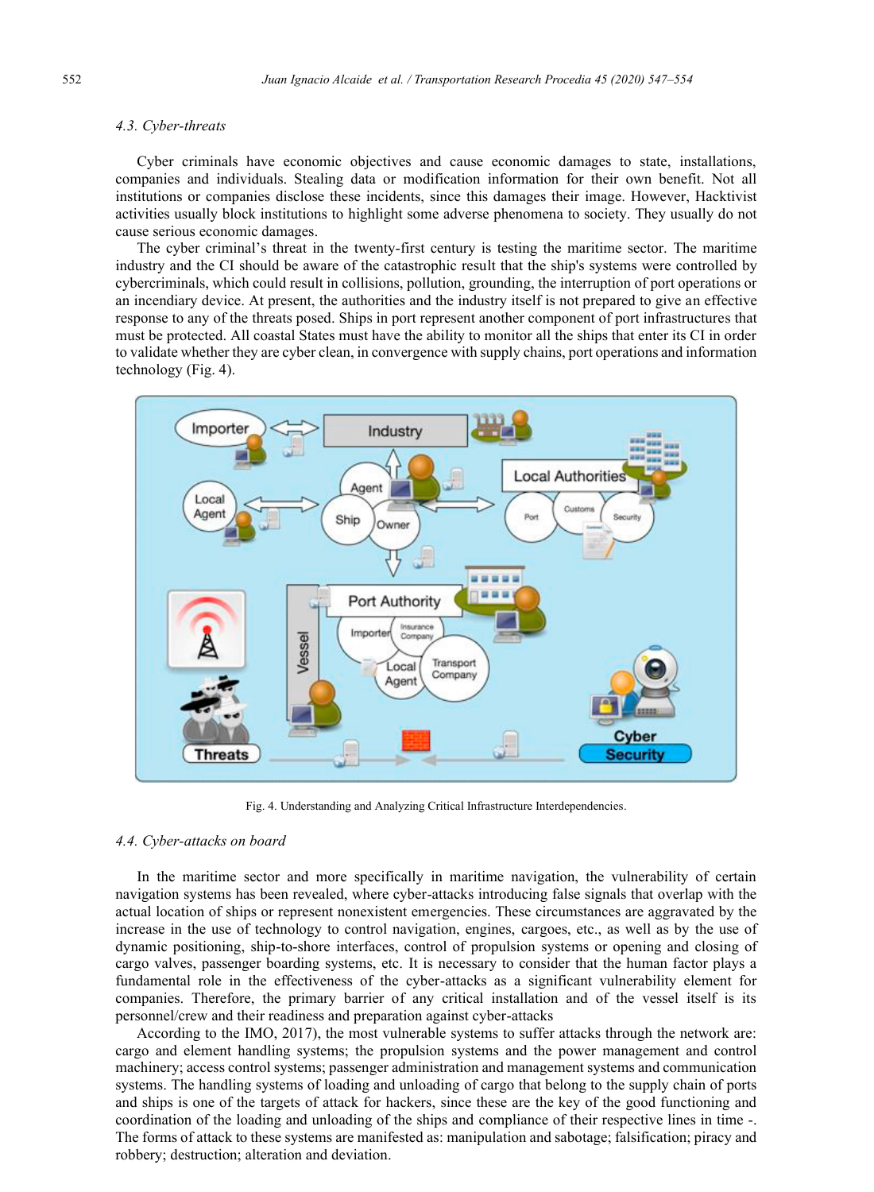### 4.3. Cyber-threats

Cyber criminals have economic objectives and cause economic damages to state, installations, companies and individuals. Stealing data or modification information for their own benefit. Not all institutions or companies disclose these incidents, since this damages their image. However, Hacktivist activities usually block institutions to highlight some adverse phenomena to society. They usually do not cause serious economic damages.

The cyber criminal's threat in the twenty-first century is testing the maritime sector. The maritime industry and the CI should be aware of the catastrophic result that the ship's systems were controlled by cybercriminals, which could result in collisions, pollution, grounding, the interruption of port operations or an incendiary device. At present, the authorities and the industry itself is not prepared to give an effective response to any of the threats posed. Ships in port represent another component of port infrastructures that must be protected. All coastal States must have the ability to monitor all the ships that enter its CI in order to validate whether they are cyber clean, in convergence with supply chains, port operations and information technology (Fig. 4).

Fig. 4. Understanding and Analyzing Critical Infrastructure Interdependencies.

### 4.4. Cyber-attacks on board

In the maritime sector and more specifically in maritime navigation, the vulnerability of certain navigation systems has been revealed, where cyber-attacks introducing false signals that overlap with the actual location of ships or represent nonexistent emergencies. These circumstances are aggravated by the increase in the use of technology to control navigation, engines, cargoes, etc., as well as by the use of dynamic positioning, ship-to-shore interfaces, control of propulsion systems or opening and closing of cargo valves, passenger boarding systems, etc. It is necessary to consider that the human factor plays a fundamental role in the effectiveness of the cyber-attacks as a significant vulnerability element for companies. Therefore, the primary barrier of any critical installation and of the vessel itself is its personnel/crew and their readiness and preparation against cyber-attacks

According to the IMO, 2017), the most vulnerable systems to suffer attacks through the network are: cargo and element handling systems; the propulsion systems and the power management and control machinery; access control systems; passenger administration and management systems and communication systems. The handling systems of loading and unloading of cargo that belong to the supply chain of ports and ships is one of the targets of attack for hackers, since these are the key of the good functioning and coordination of the loading and unloading of the ships and compliance of their respective lines in time -. The forms of attack to these systems are manifested as: manipulation and sabotage; falsification; piracy and robbery; destruction; alteration and deviation.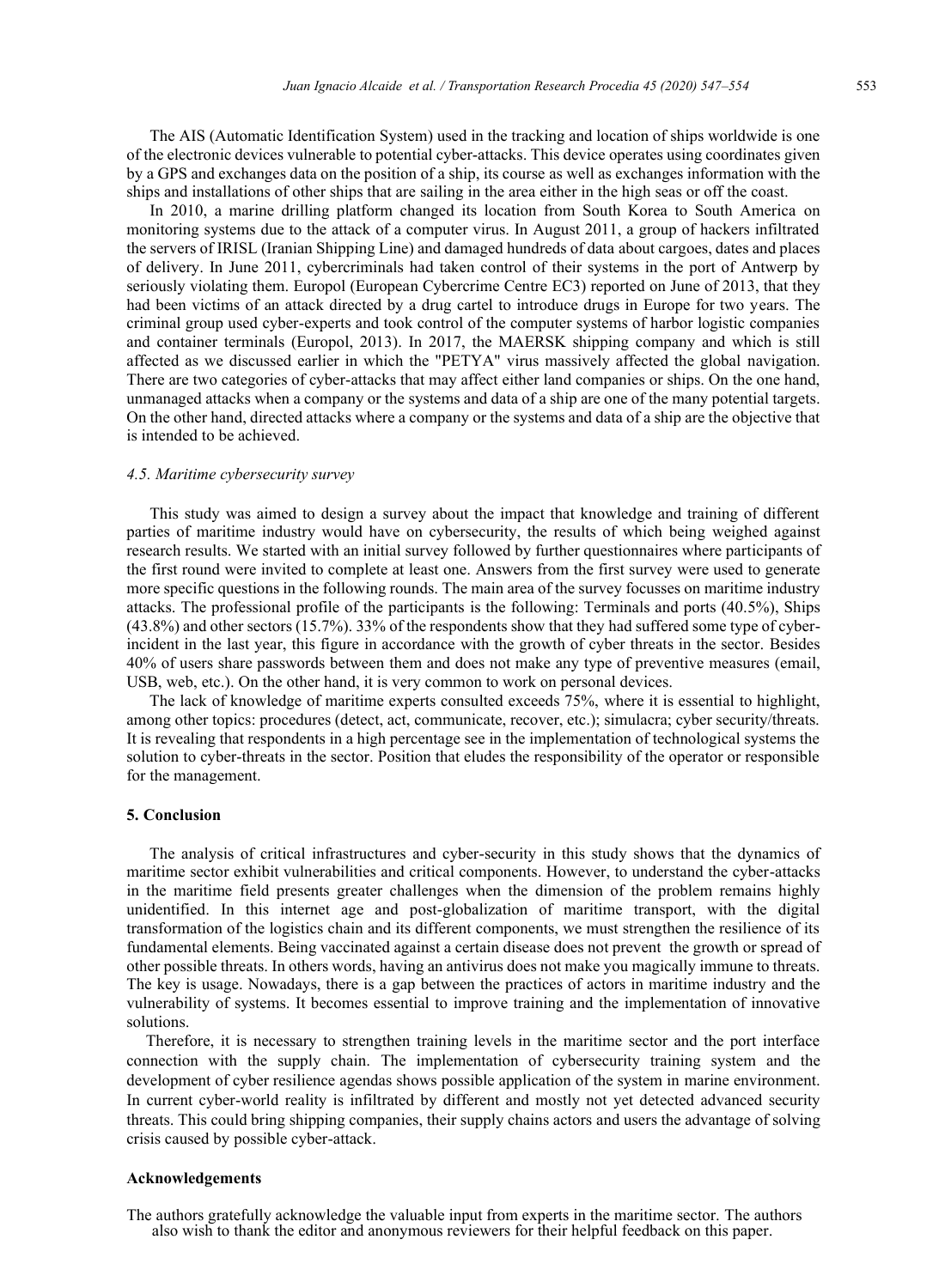The AIS (Automatic Identification System) used in the tracking and location of ships worldwide is one of the electronic devices vulnerable to potential cyber-attacks. This device operates using coordinates given by a GPS and exchanges data on the position of a ship, its course as well as exchanges information with the ships and installations of other ships that are sailing in the area either in the high seas or off the coast.

In 2010, a marine drilling platform changed its location from South Korea to South America on monitoring systems due to the attack of a computer virus. In August 2011, a group of hackers infiltrated the servers of IRISL (Iranian Shipping Line) and damaged hundreds of data about cargoes, dates and places of delivery. In June 2011, cybercriminals had taken control of their systems in the port of Antwerp by seriously violating them. Europol (European Cybercrime Centre EC3) reported on June of 2013, that they had been victims of an attack directed by a drug cartel to introduce drugs in Europe for two years. The criminal group used cyber-experts and took control of the computer systems of harbor logistic companies and container terminals (Europol, 2013). In 2017, the MAERSK shipping company and which is still affected as we discussed earlier in which the "PETYA" virus massively affected the global navigation. There are two categories of cyber-attacks that may affect either land companies or ships. On the one hand, unmanaged attacks when a company or the systems and data of a ship are one of the many potential targets. On the other hand, directed attacks where a company or the systems and data of a ship are the objective that is intended to be achieved.

### *4.5. Maritime cybersecurity survey*

This study was aimed to design a survey about the impact that knowledge and training of different parties of maritime industry would have on cybersecurity, the results of which being weighed against research results. We started with an initial survey followed by further questionnaires where participants of the first round were invited to complete at least one. Answers from the first survey were used to generate more specific questions in the following rounds. The main area of the survey focusses on maritime industry attacks. The professional profile of the participants is the following: Terminals and ports (40.5%), Ships (43.8%) and other sectors (15.7%). 33% of the respondents show that they had suffered some type of cyber-incident in the last year, this figure in accordance with the growth of cyber threats in the sector. Besides 40% of users share passwords between them and does not make any type of preventive measures (email, USB, web, etc.). On the other hand, it is very common to work on personal devices.

The lack of knowledge of maritime experts consulted exceeds 75%, where it is essential to highlight, among other topics: procedures (detect, act, communicate, recover, etc.); simulacra; cyber security/threats. It is revealing that respondents in a high percentage see in the implementation of technological systems the solution to cyber-threats in the sector. Position that eludes the responsibility of the operator or responsible for the management.

## 5. Conclusion

The analysis of critical infrastructures and cyber-security in this study shows that the dynamics of maritime sector exhibit vulnerabilities and critical components. However, to understand the cyber-attacks in the maritime field presents greater challenges when the dimension of the problem remains highly unidentified. In this internet age and post-globalization of maritime transport, with the digital transformation of the logistics chain and its different components, we must strengthen the resilience of its fundamental elements. Being vaccinated against a certain disease does not prevent the growth or spread of other possible threats. In others words, having an antivirus does not make you magically immune to threats. The key is usage. Nowadays, there is a gap between the practices of actors in maritime industry and the vulnerability of systems. It becomes essential to improve training and the implementation of innovative solutions.

Therefore, it is necessary to strengthen training levels in the maritime sector and the port interface connection with the supply chain. The implementation of cybersecurity training system and the development of cyber resilience agendas shows possible application of the system in marine environment. In current cyber-world reality is infiltrated by different and mostly not yet detected advanced security threats. This could bring shipping companies, their supply chains actors and users the advantage of solving crisis caused by possible cyber-attack.

## Acknowledgements

The authors gratefully acknowledge the valuable input from experts in the maritime sector. The authors also wish to thank the editor and anonymous reviewers for their helpful feedback on this paper.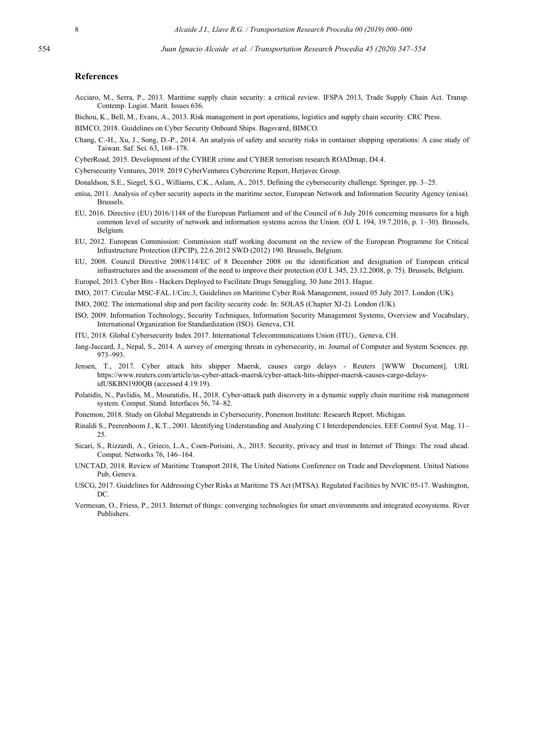## References

Acciaro, M., Serra, P., 2013. Maritime supply chain security: a critical review. IFSPA 2013, Trade Supply Chain Act. Transp. Contemp. Logist. Marit. Issues 636.

Bichou, K., Bell, M., Evans, A., 2013. Risk management in port operations, logistics and supply chain security. CRC Press.

BIMCO, 2018. Guidelines on Cyber Security Onboard Ships. Bagsværd, BIMCO.

Chang, C.-H., Xu, J., Song, D.-P., 2014. An analysis of safety and security risks in container shipping operations: A case study of Taiwan. Saf. Sci. 63, 168–178.

CyberRoad, 2015. Development of the CYBER crime and CYBER terrorism research ROADmap, D4.4.

Cybersecurity Ventures, 2019. 2019 CyberVentures Cybercrime Report, Herjavec Group.

Donaldson, S.E., Siegel, S.G., Williams, C.K., Aslam, A., 2015. Defining the cybersecurity challenge. Springer, pp. 3–25.

enisa, 2011. Analysis of cyber security aspects in the maritime sector, European Network and Information Security Agency (enisa). Brussels.

EU, 2016. Directive (EU) 2016/1148 of the European Parliament and of the Council of 6 July 2016 concerning measures for a high common level of security of network and information systems across the Union. (OJ L 194, 19.7.2016, p. 1–30). Brussels, Belgium.

EU, 2012. European Commission: Commission staff working document on the review of the European Programme for Critical Infrastructure Protection (EPCIP), 22.6.2012 SWD (2012) 190. Brussels, Belgium.

EU, 2008. Council Directive 2008/114/EC of 8 December 2008 on the identification and designation of European critical infrastructures and the assessment of the need to improve their protection (OJ L 345, 23.12.2008, p. 75). Brussels, Belgium.

Europol, 2013. Cyber Bits - Hackers Deployed to Facilitate Drugs Smuggling, 30 June 2013. Hague.

IMO, 2017. Circular MSC-FAL.1/Circ.3, Guidelines on Maritime Cyber Risk Management, issued 05 July 2017. London (UK).

IMO, 2002. The international ship and port facility security code. In: SOLAS (Chapter XI-2). London (UK).

ISO, 2009. Information Technology, Security Techniques, Information Security Management Systems, Overview and Vocabulary, International Organization for Standardization (ISO). Geneva, CH.

ITU, 2018. Global Cybersecurity Index 2017. International Telecommunications Union (ITU),. Geneva, CH.

Jang-Jaccard, J., Nepal, S., 2014. A survey of emerging threats in cybersecurity, in: Journal of Computer and System Sciences. pp. 973–993.

Jensen, T., 2017. Cyber attack hits shipper Maersk, causes cargo delays - Reuters [WWW Document]. URL https://www.reuters.com/article/us-cyber-attack-maersk/cyber-attack-hits-shipper-maersk-causes-cargo-delays-idUSKBN19J0QB (accessed 4.19.19).

Polatidis, N., Pavlidis, M., Mouratidis, H., 2018. Cyber-attack path discovery in a dynamic supply chain maritime risk management system. Comput. Stand. Interfaces 56, 74–82.

Ponemon, 2018. Study on Global Megatrends in Cybersecurity, Ponemon Institute: Research Report. Michigan.

Rinaldi S., Peerenboom J., K.T., 2001. Identifying Understanding and Analyzing C I Interdependencies. EEE Control Syst. Mag. 11–25.

Sicari, S., Rizzardi, A., Grieco, L.A., Coen-Porisini, A., 2015. Security, privacy and trust in Internet of Things: The road ahead. Comput. Networks 76, 146–164.

UNCTAD, 2018. Review of Maritime Transport 2018, The United Nations Conference on Trade and Development. United Nations Pub, Geneva.

USCG, 2017. Guidelines for Addressing Cyber Risks at Maritime TS Act (MTSA). Regulated Facilities by NVIC 05-17. Washington, DC.

Vermesan, O., Friess, P., 2013. Internet of things: converging technologies for smart environments and integrated ecosystems. River Publishers.